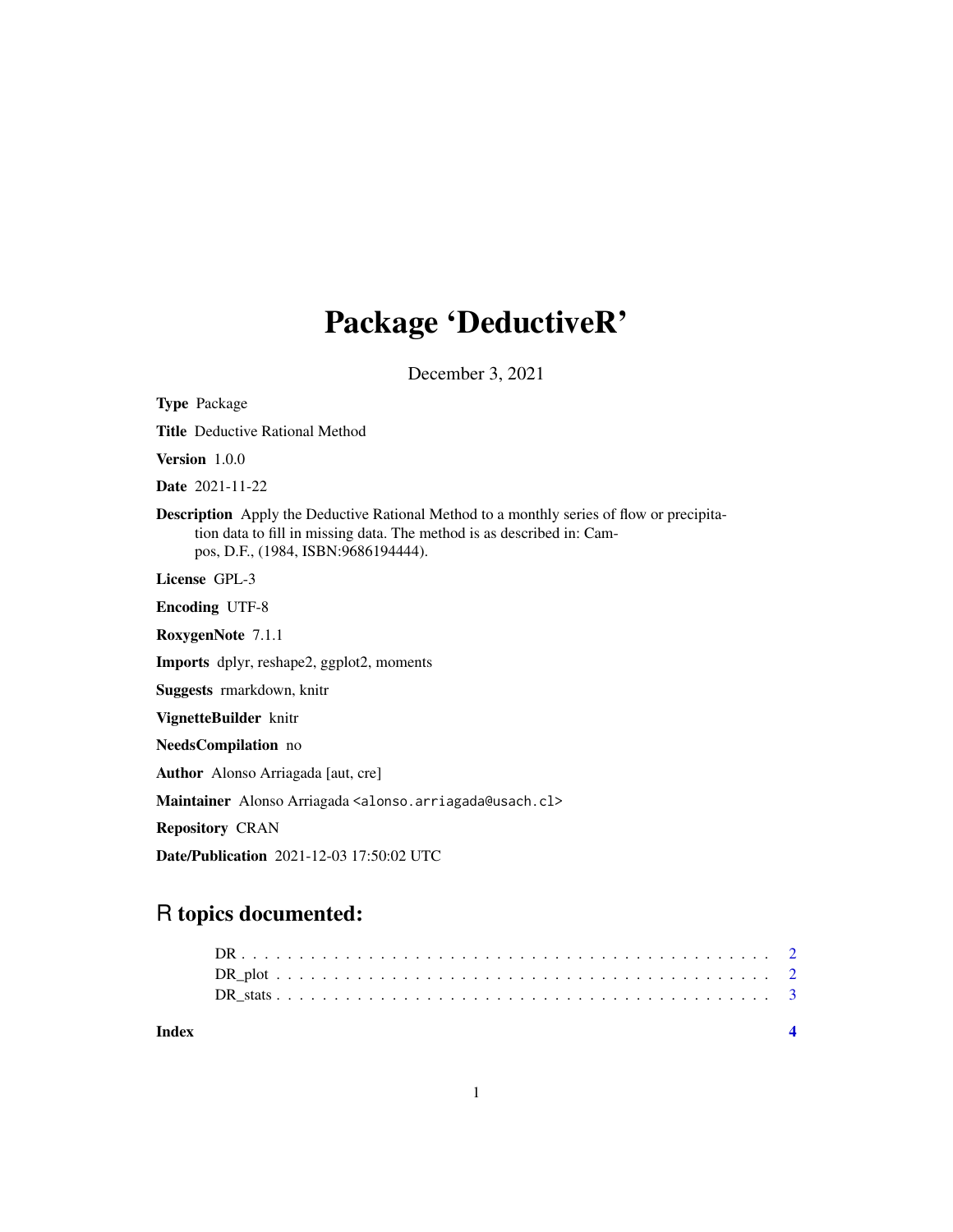# Package 'DeductiveR'

December 3, 2021

**Type** Package

**Title** Deductive Rational Method

**Version** 1.0.0

**Date** 2021-11-22

**Description** Apply the Deductive Rational Method to a monthly series of flow or precipitation data to fill in missing data. The method is as described in: Campos, D.F., (1984, ISBN:9686194444).

**License** GPL-3

**Encoding** UTF-8

**RoxygenNote** 7.1.1

**Imports** dplyr, reshape2, ggplot2, moments

**Suggests** rmarkdown, knitr

**VignetteBuilder** knitr

**NeedsCompilation** no

**Author** Alonso Arriagada [aut, cre]

**Maintainer** Alonso Arriagada <alonso.arriagada@usach.cl>

**Repository** CRAN

**Date/Publication** 2021-12-03 17:50:02 UTC

## R topics documented:

- DR . . . . . . . . . . . . . . . . . . . . . . . . . . . . . . . . . . . . . . . . . 2
- DR_plot . . . . . . . . . . . . . . . . . . . . . . . . . . . . . . . . . . . . . . 2
- DR_stats . . . . . . . . . . . . . . . . . . . . . . . . . . . . . . . . . . . . . . 3

**Index** **4**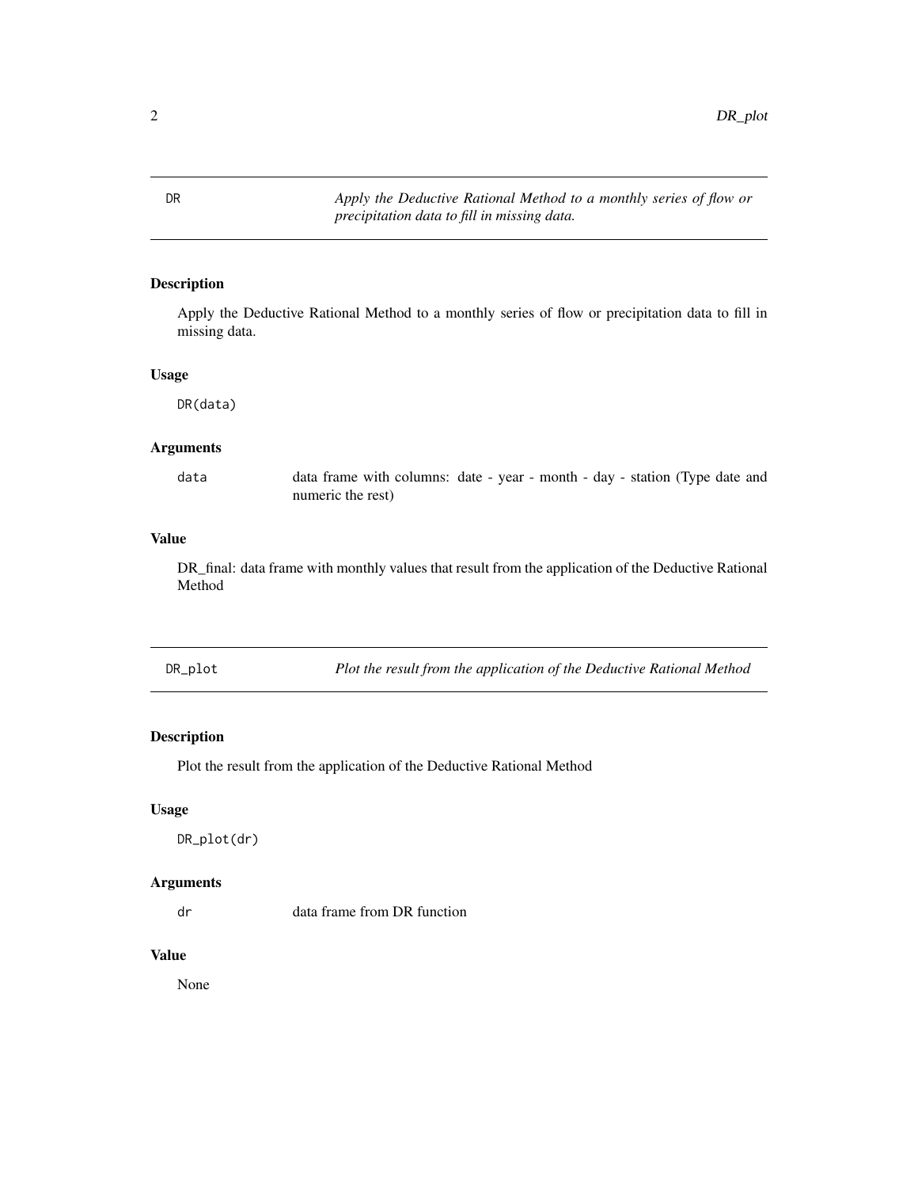## DR

*Apply the Deductive Rational Method to a monthly series of flow or precipitation data to fill in missing data.*

### Description

Apply the Deductive Rational Method to a monthly series of flow or precipitation data to fill in missing data.

### Usage

```
DR(data)
```

### Arguments

| | |
|---|---|
| data | data frame with columns: date - year - month - day - station (Type date and numeric the rest) |

### Value

DR_final: data frame with monthly values that result from the application of the Deductive Rational Method

## DR_plot

*Plot the result from the application of the Deductive Rational Method*

### Description

Plot the result from the application of the Deductive Rational Method

### Usage

```
DR_plot(dr)
```

### Arguments

| | |
|---|---|
| dr | data frame from DR function |

### Value

None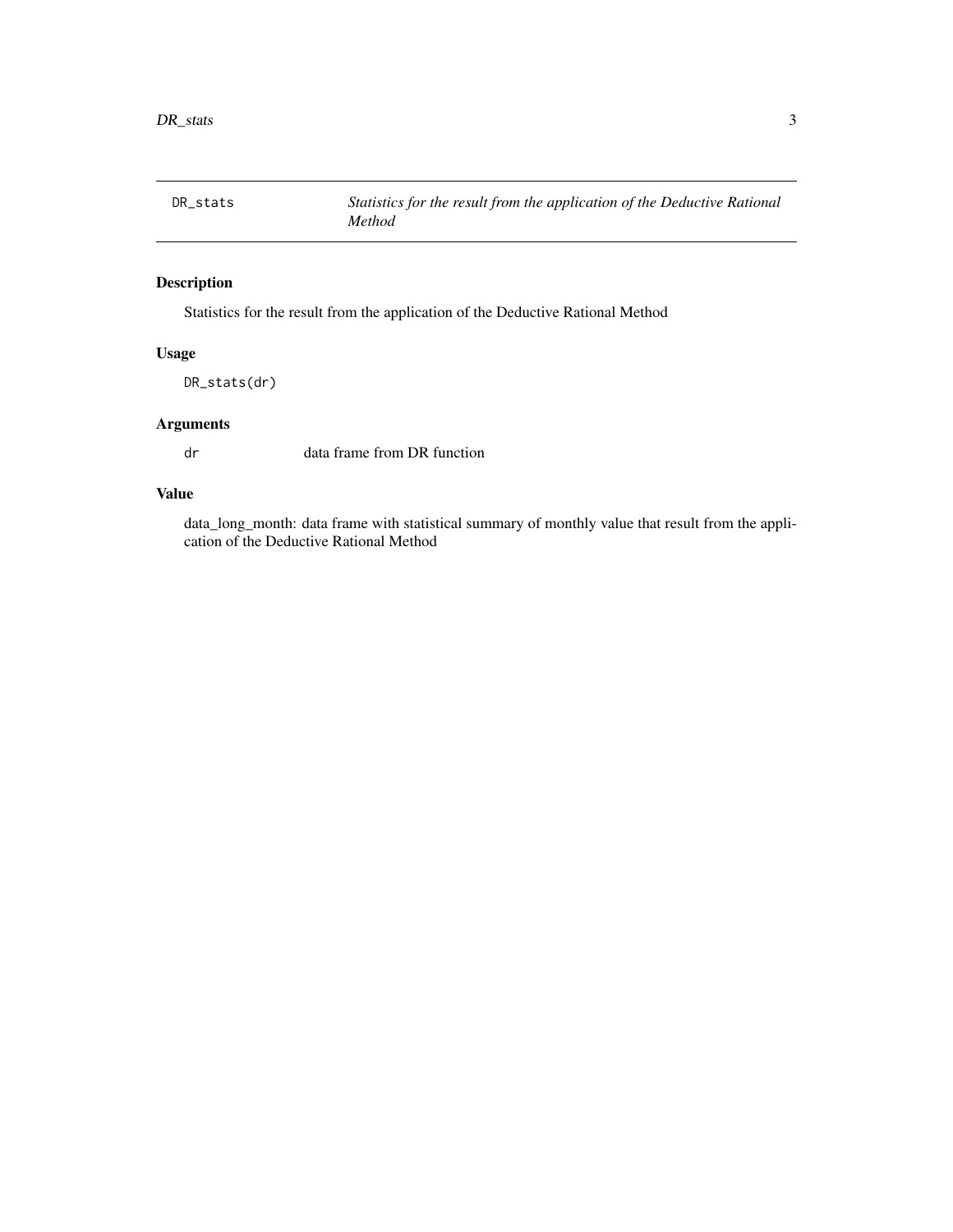| DR_stats | *Statistics for the result from the application of the Deductive Rational Method* |
| --- | --- |

## Description

Statistics for the result from the application of the Deductive Rational Method

## Usage

```
DR_stats(dr)
```

## Arguments

| | |
| --- | --- |
| dr | data frame from DR function |

## Value

data_long_month: data frame with statistical summary of monthly value that result from the application of the Deductive Rational Method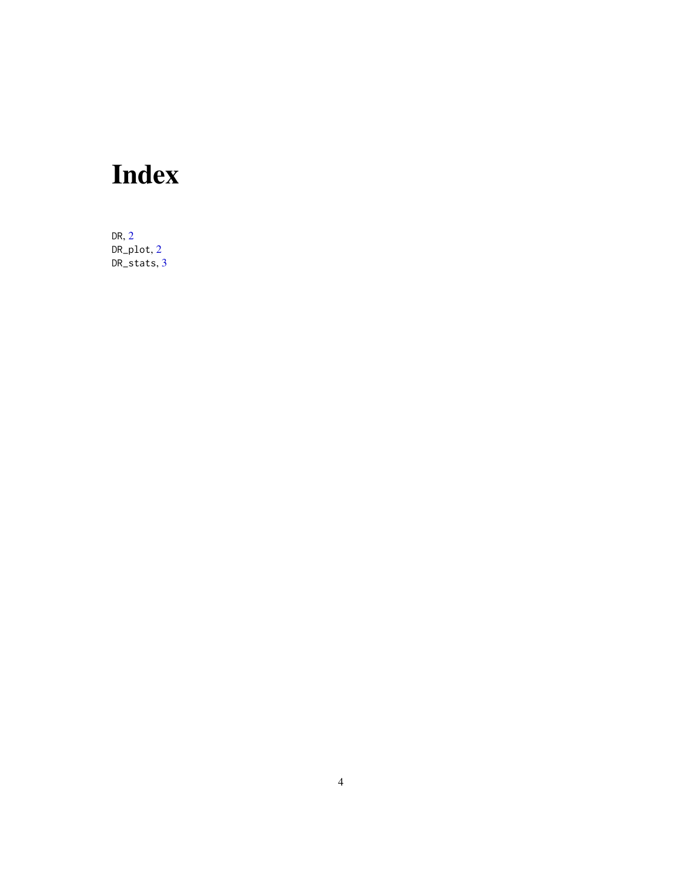# Index

DR, 2
DR_plot, 2
DR_stats, 3